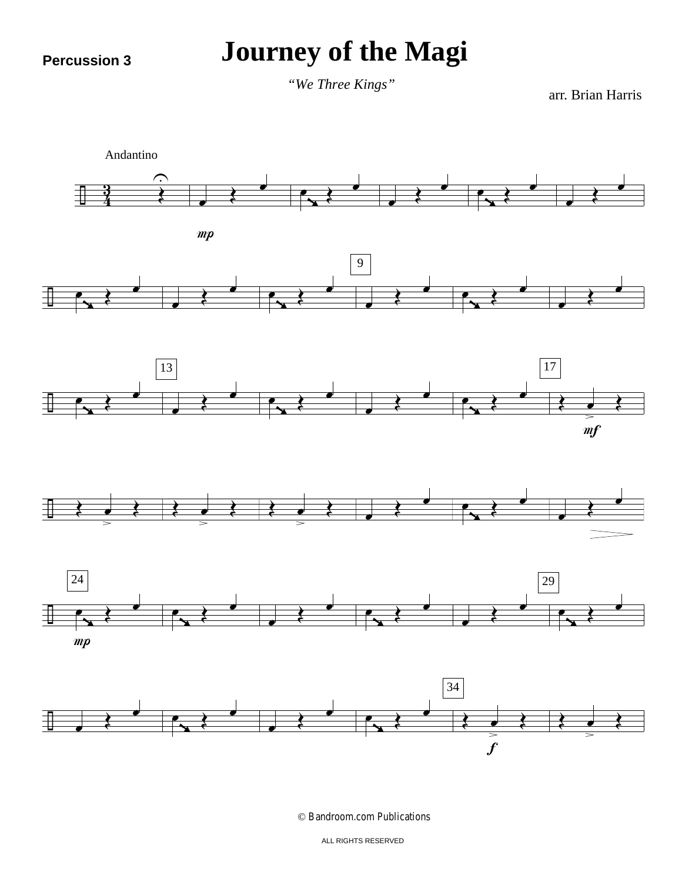Percussion 3

# Journey of the Magi

*"We Three Kings"*

arr. Brian Harris

Andantino

mp

9

13

17

mf

24

mp

29

34

f

© Bandroom.com Publications

ALL RIGHTS RESERVED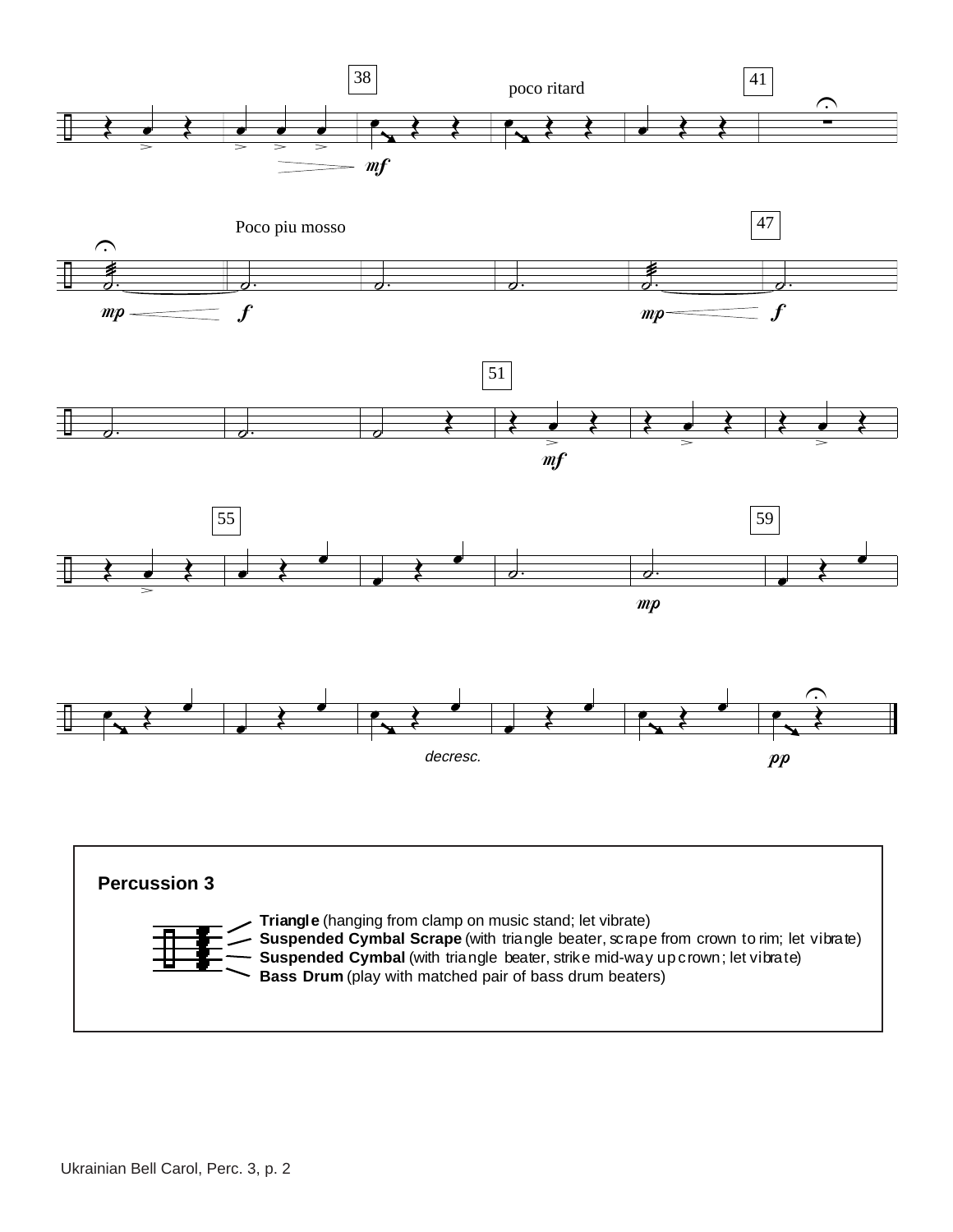**Percussion 3**

**Triangle** (hanging from clamp on music stand; let vibrate)
**Suspended Cymbal Scrape** (with triangle beater, scrape from crown to rim; let vibrate)
**Suspended Cymbal** (with triangle beater, strike mid-way up crown; let vibrate)
**Bass Drum** (play with matched pair of bass drum beaters)